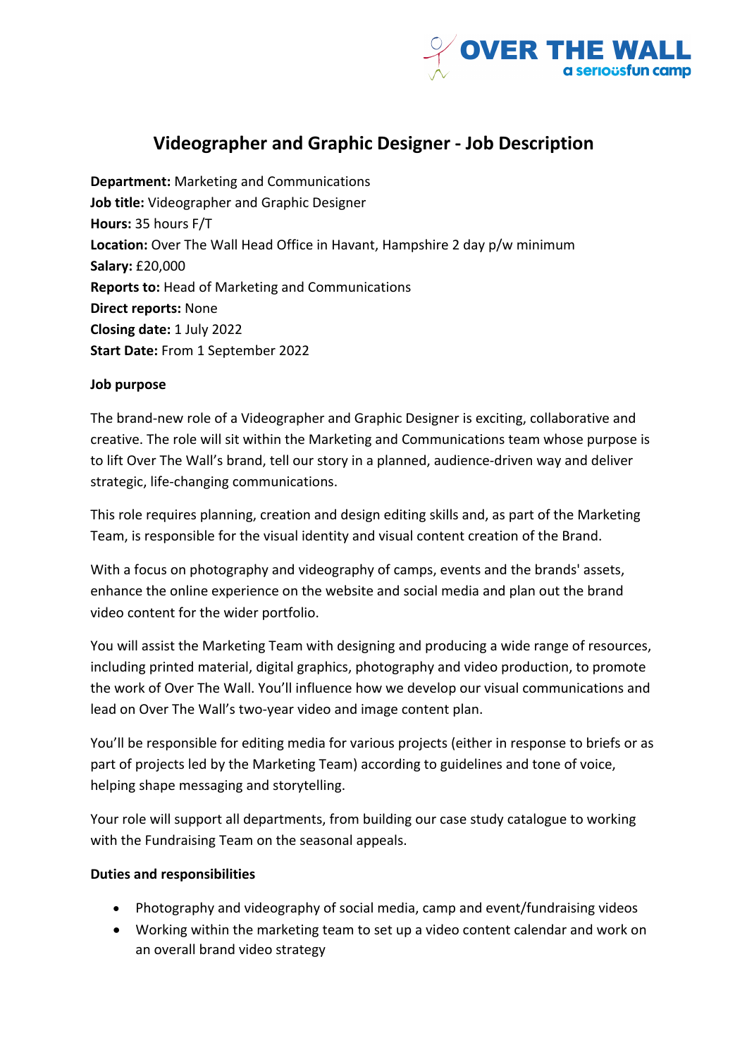# Videographer and Graphic Designer - Job Description

**Department:** Marketing and Communications
**Job title:** Videographer and Graphic Designer
**Hours:** 35 hours F/T
**Location:** Over The Wall Head Office in Havant, Hampshire 2 day p/w minimum
**Salary:** £20,000
**Reports to:** Head of Marketing and Communications
**Direct reports:** None
**Closing date:** 1 July 2022
**Start Date:** From 1 September 2022

**Job purpose**

The brand-new role of a Videographer and Graphic Designer is exciting, collaborative and creative. The role will sit within the Marketing and Communications team whose purpose is to lift Over The Wall's brand, tell our story in a planned, audience-driven way and deliver strategic, life-changing communications.

This role requires planning, creation and design editing skills and, as part of the Marketing Team, is responsible for the visual identity and visual content creation of the Brand.

With a focus on photography and videography of camps, events and the brands' assets, enhance the online experience on the website and social media and plan out the brand video content for the wider portfolio.

You will assist the Marketing Team with designing and producing a wide range of resources, including printed material, digital graphics, photography and video production, to promote the work of Over The Wall. You'll influence how we develop our visual communications and lead on Over The Wall's two-year video and image content plan.

You'll be responsible for editing media for various projects (either in response to briefs or as part of projects led by the Marketing Team) according to guidelines and tone of voice, helping shape messaging and storytelling.

Your role will support all departments, from building our case study catalogue to working with the Fundraising Team on the seasonal appeals.

**Duties and responsibilities**

- Photography and videography of social media, camp and event/fundraising videos
- Working within the marketing team to set up a video content calendar and work on an overall brand video strategy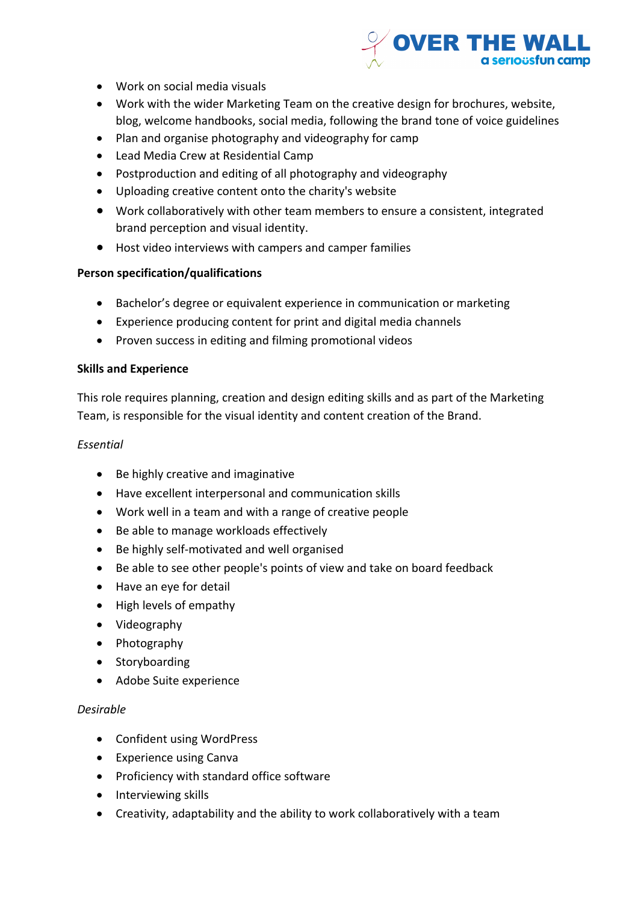- Work on social media visuals
- Work with the wider Marketing Team on the creative design for brochures, website, blog, welcome handbooks, social media, following the brand tone of voice guidelines
- Plan and organise photography and videography for camp
- Lead Media Crew at Residential Camp
- Postproduction and editing of all photography and videography
- Uploading creative content onto the charity's website
- Work collaboratively with other team members to ensure a consistent, integrated brand perception and visual identity.
- Host video interviews with campers and camper families

**Person specification/qualifications**

- Bachelor's degree or equivalent experience in communication or marketing
- Experience producing content for print and digital media channels
- Proven success in editing and filming promotional videos

**Skills and Experience**

This role requires planning, creation and design editing skills and as part of the Marketing Team, is responsible for the visual identity and content creation of the Brand.

*Essential*

- Be highly creative and imaginative
- Have excellent interpersonal and communication skills
- Work well in a team and with a range of creative people
- Be able to manage workloads effectively
- Be highly self-motivated and well organised
- Be able to see other people's points of view and take on board feedback
- Have an eye for detail
- High levels of empathy
- Videography
- Photography
- Storyboarding
- Adobe Suite experience

*Desirable*

- Confident using WordPress
- Experience using Canva
- Proficiency with standard office software
- Interviewing skills
- Creativity, adaptability and the ability to work collaboratively with a team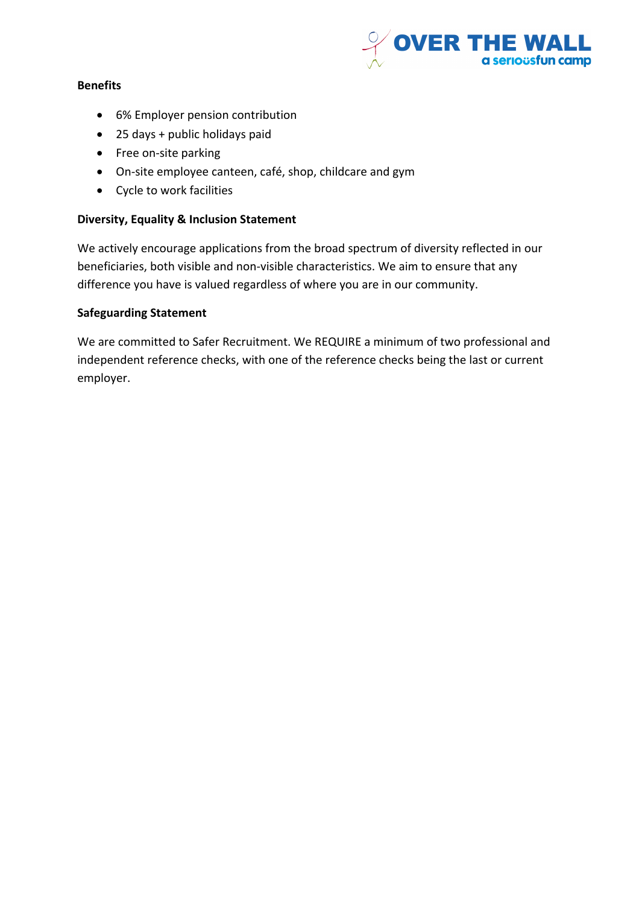**Benefits**

- 6% Employer pension contribution
- 25 days + public holidays paid
- Free on-site parking
- On-site employee canteen, café, shop, childcare and gym
- Cycle to work facilities

**Diversity, Equality & Inclusion Statement**

We actively encourage applications from the broad spectrum of diversity reflected in our beneficiaries, both visible and non-visible characteristics. We aim to ensure that any difference you have is valued regardless of where you are in our community.

**Safeguarding Statement**

We are committed to Safer Recruitment. We REQUIRE a minimum of two professional and independent reference checks, with one of the reference checks being the last or current employer.